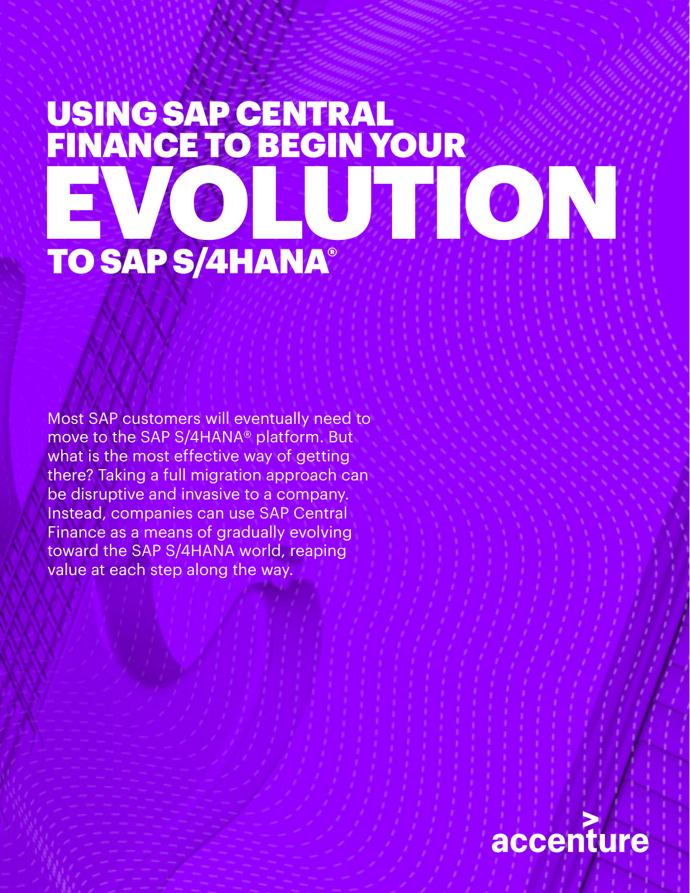# USING SAP CENTRAL FINANCE TO BEGIN YOUR EVOLUTION TO SAP S/4HANA®

Most SAP customers will eventually need to move to the SAP S/4HANA® platform. But what is the most effective way of getting there? Taking a full migration approach can be disruptive and invasive to a company. Instead, companies can use SAP Central Finance as a means of gradually evolving toward the SAP S/4HANA world, reaping value at each step along the way.

accenture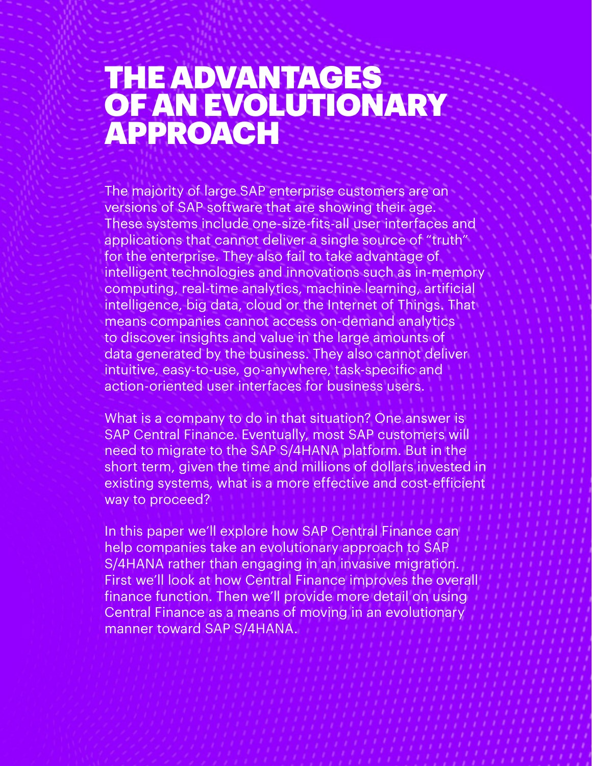# THE ADVANTAGES OF AN EVOLUTIONARY APPROACH

The majority of large SAP enterprise customers are on versions of SAP software that are showing their age. These systems include one-size-fits-all user interfaces and applications that cannot deliver a single source of "truth" for the enterprise. They also fail to take advantage of intelligent technologies and innovations such as in-memory computing, real-time analytics, machine learning, artificial intelligence, big data, cloud or the Internet of Things. That means companies cannot access on-demand analytics to discover insights and value in the large amounts of data generated by the business. They also cannot deliver intuitive, easy-to-use, go-anywhere, task-specific and action-oriented user interfaces for business users.

What is a company to do in that situation? One answer is SAP Central Finance. Eventually, most SAP customers will need to migrate to the SAP S/4HANA platform. But in the short term, given the time and millions of dollars invested in existing systems, what is a more effective and cost-efficient way to proceed?

In this paper we'll explore how SAP Central Finance can help companies take an evolutionary approach to SAP S/4HANA rather than engaging in an invasive migration. First we'll look at how Central Finance improves the overall finance function. Then we'll provide more detail on using Central Finance as a means of moving in an evolutionary manner toward SAP S/4HANA.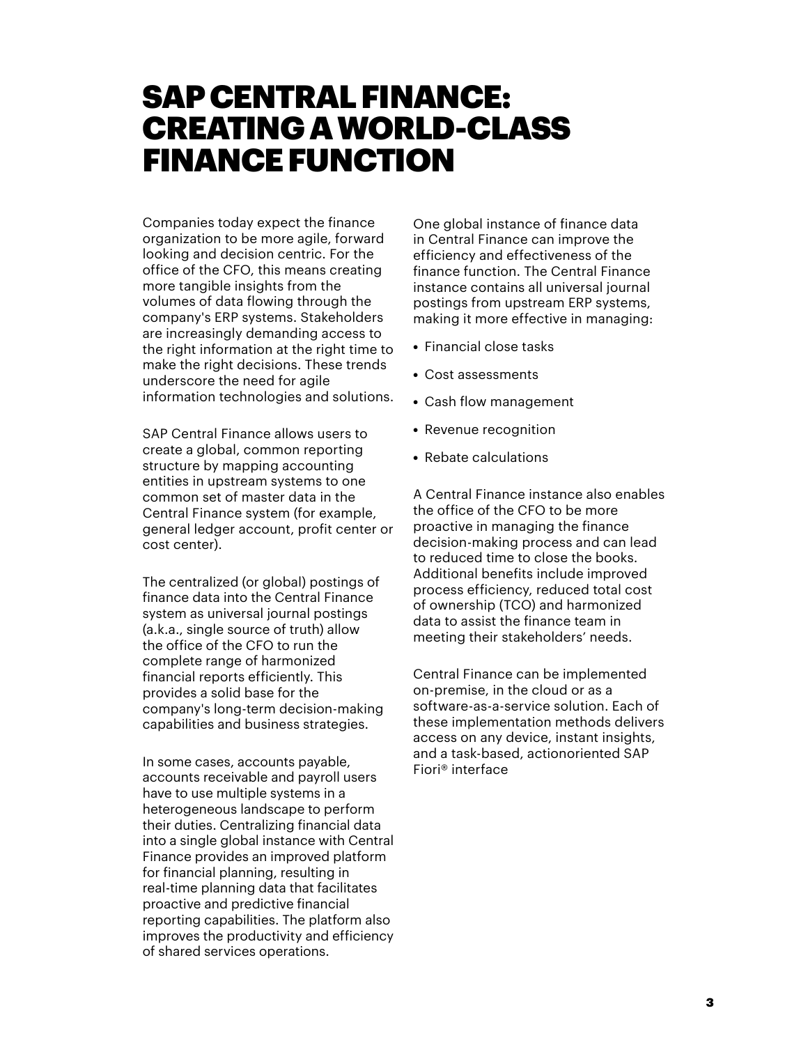# SAP CENTRAL FINANCE: CREATING A WORLD-CLASS FINANCE FUNCTION

Companies today expect the finance organization to be more agile, forward looking and decision centric. For the office of the CFO, this means creating more tangible insights from the volumes of data flowing through the company's ERP systems. Stakeholders are increasingly demanding access to the right information at the right time to make the right decisions. These trends underscore the need for agile information technologies and solutions.

SAP Central Finance allows users to create a global, common reporting structure by mapping accounting entities in upstream systems to one common set of master data in the Central Finance system (for example, general ledger account, profit center or cost center).

The centralized (or global) postings of finance data into the Central Finance system as universal journal postings (a.k.a., single source of truth) allow the office of the CFO to run the complete range of harmonized financial reports efficiently. This provides a solid base for the company's long-term decision-making capabilities and business strategies.

In some cases, accounts payable, accounts receivable and payroll users have to use multiple systems in a heterogeneous landscape to perform their duties. Centralizing financial data into a single global instance with Central Finance provides an improved platform for financial planning, resulting in real-time planning data that facilitates proactive and predictive financial reporting capabilities. The platform also improves the productivity and efficiency of shared services operations.

One global instance of finance data in Central Finance can improve the efficiency and effectiveness of the finance function. The Central Finance instance contains all universal journal postings from upstream ERP systems, making it more effective in managing:

- Financial close tasks
- Cost assessments
- Cash flow management
- Revenue recognition
- Rebate calculations

A Central Finance instance also enables the office of the CFO to be more proactive in managing the finance decision-making process and can lead to reduced time to close the books. Additional benefits include improved process efficiency, reduced total cost of ownership (TCO) and harmonized data to assist the finance team in meeting their stakeholders' needs.

Central Finance can be implemented on-premise, in the cloud or as a software-as-a-service solution. Each of these implementation methods delivers access on any device, instant insights, and a task-based, actionoriented SAP Fiori® interface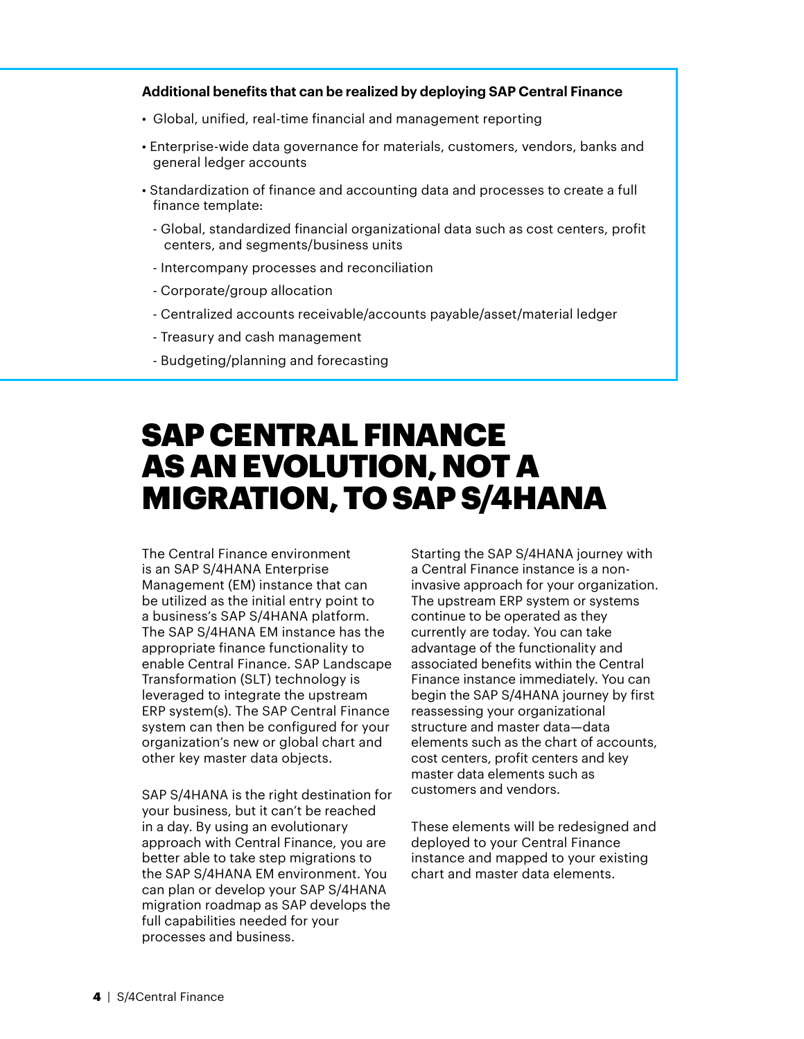**Additional benefits that can be realized by deploying SAP Central Finance**

- Global, unified, real-time financial and management reporting
- Enterprise-wide data governance for materials, customers, vendors, banks and general ledger accounts
- Standardization of finance and accounting data and processes to create a full finance template:
  - Global, standardized financial organizational data such as cost centers, profit centers, and segments/business units
  - Intercompany processes and reconciliation
  - Corporate/group allocation
  - Centralized accounts receivable/accounts payable/asset/material ledger
  - Treasury and cash management
  - Budgeting/planning and forecasting

# SAP CENTRAL FINANCE AS AN EVOLUTION, NOT A MIGRATION, TO SAP S/4HANA

The Central Finance environment is an SAP S/4HANA Enterprise Management (EM) instance that can be utilized as the initial entry point to a business's SAP S/4HANA platform. The SAP S/4HANA EM instance has the appropriate finance functionality to enable Central Finance. SAP Landscape Transformation (SLT) technology is leveraged to integrate the upstream ERP system(s). The SAP Central Finance system can then be configured for your organization's new or global chart and other key master data objects.

SAP S/4HANA is the right destination for your business, but it can't be reached in a day. By using an evolutionary approach with Central Finance, you are better able to take step migrations to the SAP S/4HANA EM environment. You can plan or develop your SAP S/4HANA migration roadmap as SAP develops the full capabilities needed for your processes and business.

Starting the SAP S/4HANA journey with a Central Finance instance is a non-invasive approach for your organization. The upstream ERP system or systems continue to be operated as they currently are today. You can take advantage of the functionality and associated benefits within the Central Finance instance immediately. You can begin the SAP S/4HANA journey by first reassessing your organizational structure and master data—data elements such as the chart of accounts, cost centers, profit centers and key master data elements such as customers and vendors.

These elements will be redesigned and deployed to your Central Finance instance and mapped to your existing chart and master data elements.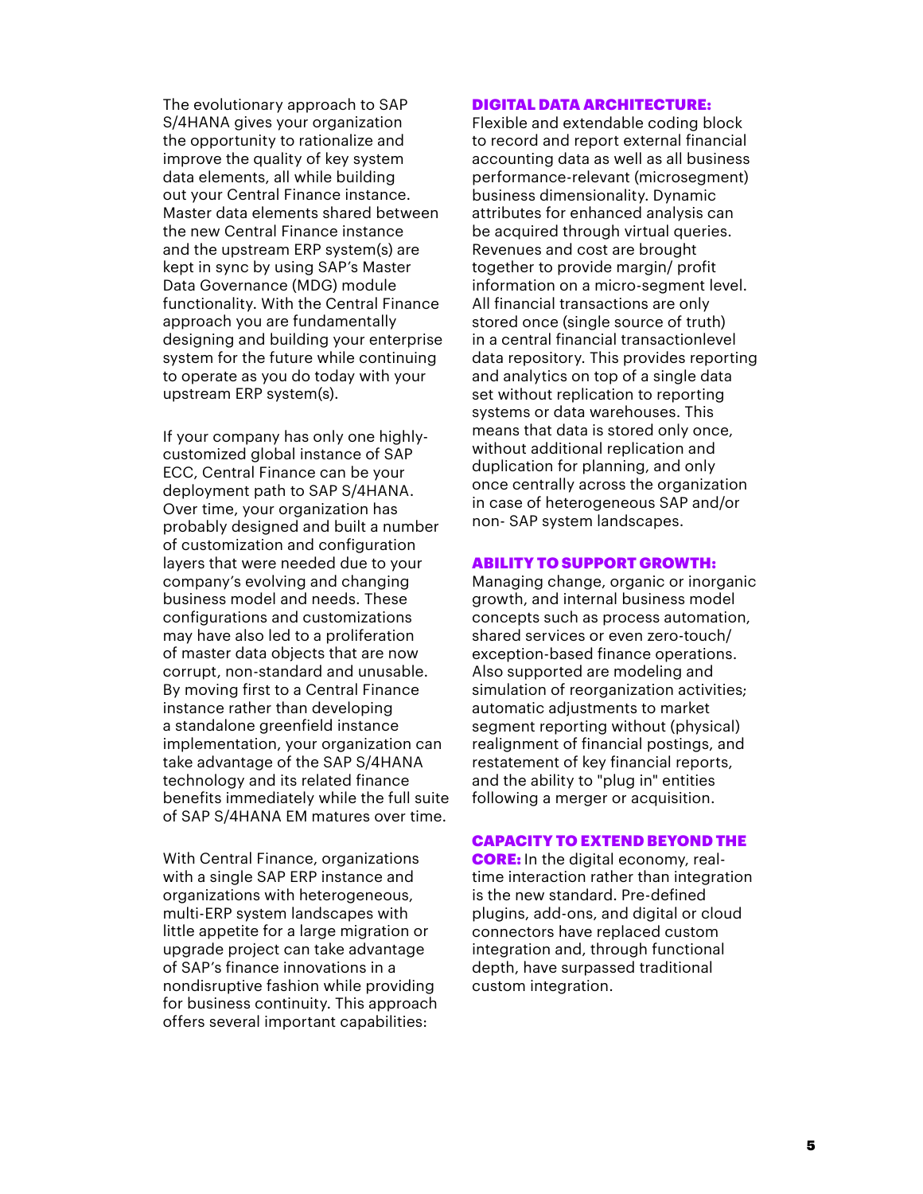The evolutionary approach to SAP S/4HANA gives your organization the opportunity to rationalize and improve the quality of key system data elements, all while building out your Central Finance instance. Master data elements shared between the new Central Finance instance and the upstream ERP system(s) are kept in sync by using SAP's Master Data Governance (MDG) module functionality. With the Central Finance approach you are fundamentally designing and building your enterprise system for the future while continuing to operate as you do today with your upstream ERP system(s).

If your company has only one highly-customized global instance of SAP ECC, Central Finance can be your deployment path to SAP S/4HANA. Over time, your organization has probably designed and built a number of customization and configuration layers that were needed due to your company's evolving and changing business model and needs. These configurations and customizations may have also led to a proliferation of master data objects that are now corrupt, non-standard and unusable. By moving first to a Central Finance instance rather than developing a standalone greenfield instance implementation, your organization can take advantage of the SAP S/4HANA technology and its related finance benefits immediately while the full suite of SAP S/4HANA EM matures over time.

With Central Finance, organizations with a single SAP ERP instance and organizations with heterogeneous, multi-ERP system landscapes with little appetite for a large migration or upgrade project can take advantage of SAP's finance innovations in a nondisruptive fashion while providing for business continuity. This approach offers several important capabilities:

**DIGITAL DATA ARCHITECTURE:** Flexible and extendable coding block to record and report external financial accounting data as well as all business performance-relevant (microsegment) business dimensionality. Dynamic attributes for enhanced analysis can be acquired through virtual queries. Revenues and cost are brought together to provide margin/ profit information on a micro-segment level. All financial transactions are only stored once (single source of truth) in a central financial transactionlevel data repository. This provides reporting and analytics on top of a single data set without replication to reporting systems or data warehouses. This means that data is stored only once, without additional replication and duplication for planning, and only once centrally across the organization in case of heterogeneous SAP and/or non- SAP system landscapes.

**ABILITY TO SUPPORT GROWTH:** Managing change, organic or inorganic growth, and internal business model concepts such as process automation, shared services or even zero-touch/ exception-based finance operations. Also supported are modeling and simulation of reorganization activities; automatic adjustments to market segment reporting without (physical) realignment of financial postings, and restatement of key financial reports, and the ability to "plug in" entities following a merger or acquisition.

**CAPACITY TO EXTEND BEYOND THE CORE:** In the digital economy, real-time interaction rather than integration is the new standard. Pre-defined plugins, add-ons, and digital or cloud connectors have replaced custom integration and, through functional depth, have surpassed traditional custom integration.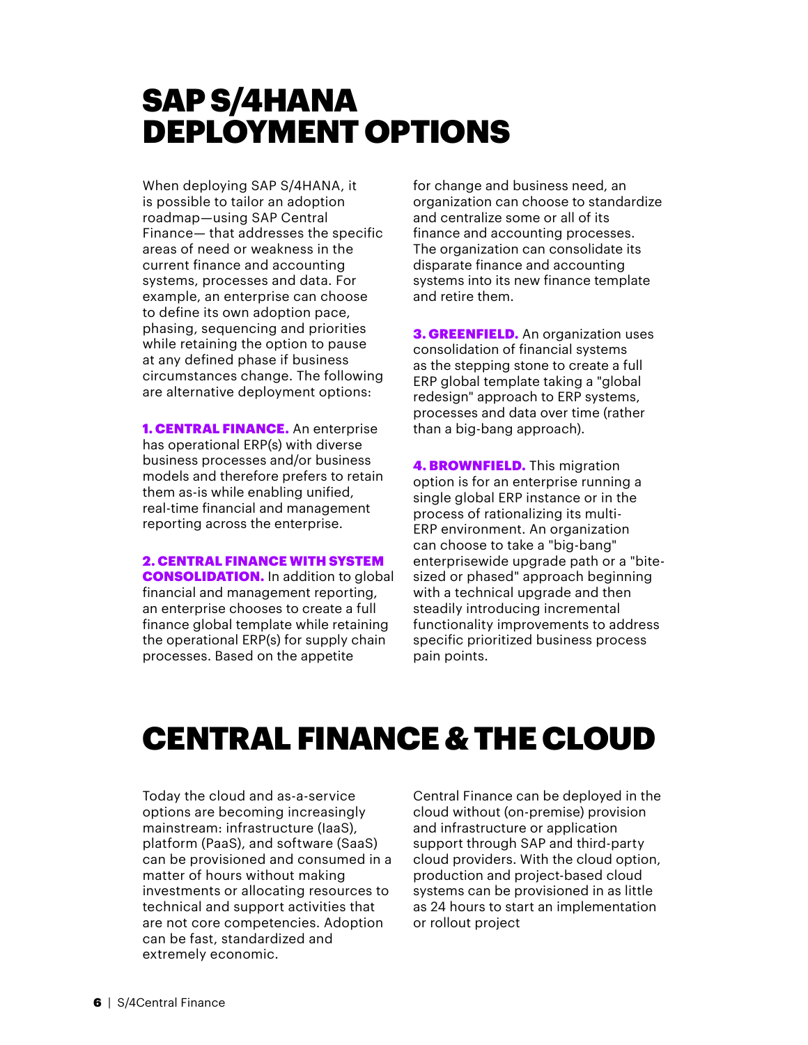# SAP S/4HANA DEPLOYMENT OPTIONS

When deploying SAP S/4HANA, it is possible to tailor an adoption roadmap—using SAP Central Finance— that addresses the specific areas of need or weakness in the current finance and accounting systems, processes and data. For example, an enterprise can choose to define its own adoption pace, phasing, sequencing and priorities while retaining the option to pause at any defined phase if business circumstances change. The following are alternative deployment options:

**1. CENTRAL FINANCE.** An enterprise has operational ERP(s) with diverse business processes and/or business models and therefore prefers to retain them as-is while enabling unified, real-time financial and management reporting across the enterprise.

**2. CENTRAL FINANCE WITH SYSTEM CONSOLIDATION.** In addition to global financial and management reporting, an enterprise chooses to create a full finance global template while retaining the operational ERP(s) for supply chain processes. Based on the appetite for change and business need, an organization can choose to standardize and centralize some or all of its finance and accounting processes. The organization can consolidate its disparate finance and accounting systems into its new finance template and retire them.

**3. GREENFIELD.** An organization uses consolidation of financial systems as the stepping stone to create a full ERP global template taking a "global redesign" approach to ERP systems, processes and data over time (rather than a big-bang approach).

**4. BROWNFIELD.** This migration option is for an enterprise running a single global ERP instance or in the process of rationalizing its multi-ERP environment. An organization can choose to take a "big-bang" enterprisewide upgrade path or a "bite-sized or phased" approach beginning with a technical upgrade and then steadily introducing incremental functionality improvements to address specific prioritized business process pain points.

# CENTRAL FINANCE & THE CLOUD

Today the cloud and as-a-service options are becoming increasingly mainstream: infrastructure (IaaS), platform (PaaS), and software (SaaS) can be provisioned and consumed in a matter of hours without making investments or allocating resources to technical and support activities that are not core competencies. Adoption can be fast, standardized and extremely economic.

Central Finance can be deployed in the cloud without (on-premise) provision and infrastructure or application support through SAP and third-party cloud providers. With the cloud option, production and project-based cloud systems can be provisioned in as little as 24 hours to start an implementation or rollout project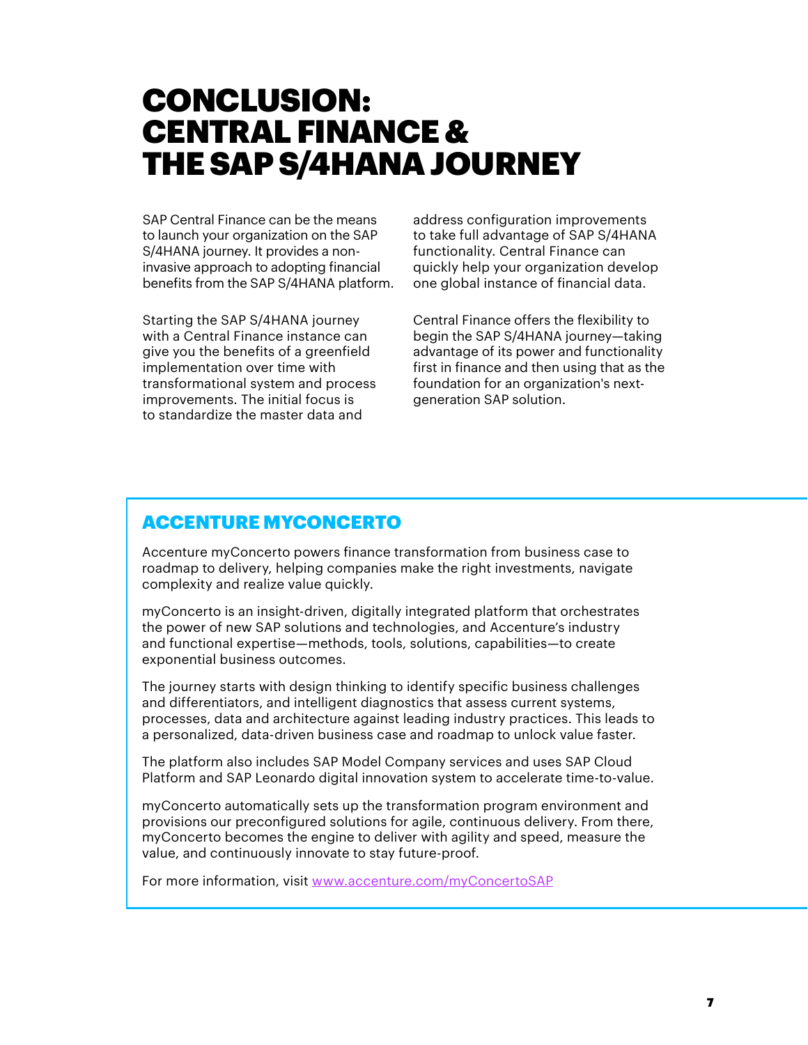# CONCLUSION: CENTRAL FINANCE & THE SAP S/4HANA JOURNEY

SAP Central Finance can be the means to launch your organization on the SAP S/4HANA journey. It provides a non-invasive approach to adopting financial benefits from the SAP S/4HANA platform.

Starting the SAP S/4HANA journey with a Central Finance instance can give you the benefits of a greenfield implementation over time with transformational system and process improvements. The initial focus is to standardize the master data and address configuration improvements to take full advantage of SAP S/4HANA functionality. Central Finance can quickly help your organization develop one global instance of financial data.

Central Finance offers the flexibility to begin the SAP S/4HANA journey—taking advantage of its power and functionality first in finance and then using that as the foundation for an organization's next-generation SAP solution.

## ACCENTURE MYCONCERTO

Accenture myConcerto powers finance transformation from business case to roadmap to delivery, helping companies make the right investments, navigate complexity and realize value quickly.

myConcerto is an insight-driven, digitally integrated platform that orchestrates the power of new SAP solutions and technologies, and Accenture's industry and functional expertise—methods, tools, solutions, capabilities—to create exponential business outcomes.

The journey starts with design thinking to identify specific business challenges and differentiators, and intelligent diagnostics that assess current systems, processes, data and architecture against leading industry practices. This leads to a personalized, data-driven business case and roadmap to unlock value faster.

The platform also includes SAP Model Company services and uses SAP Cloud Platform and SAP Leonardo digital innovation system to accelerate time-to-value.

myConcerto automatically sets up the transformation program environment and provisions our preconfigured solutions for agile, continuous delivery. From there, myConcerto becomes the engine to deliver with agility and speed, measure the value, and continuously innovate to stay future-proof.

For more information, visit www.accenture.com/myConcertoSAP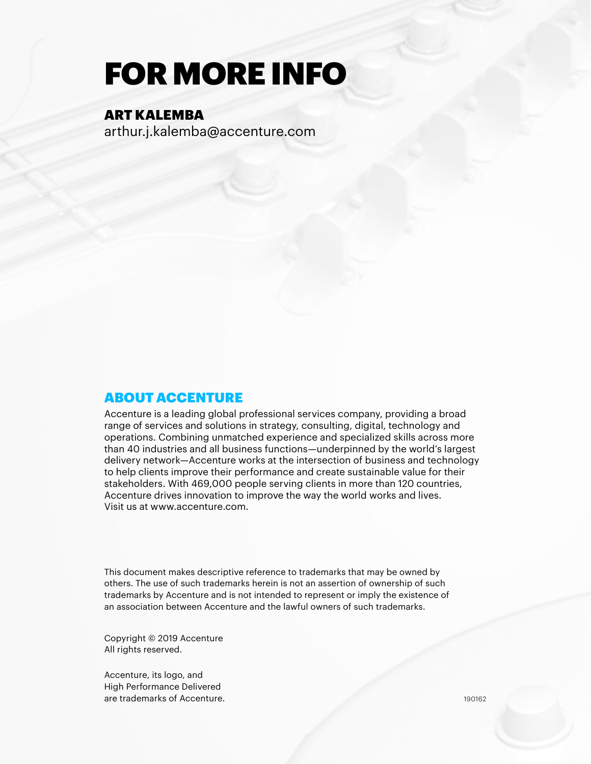# FOR MORE INFO

**ART KALEMBA**
arthur.j.kalemba@accenture.com

## ABOUT ACCENTURE

Accenture is a leading global professional services company, providing a broad range of services and solutions in strategy, consulting, digital, technology and operations. Combining unmatched experience and specialized skills across more than 40 industries and all business functions—underpinned by the world's largest delivery network—Accenture works at the intersection of business and technology to help clients improve their performance and create sustainable value for their stakeholders. With 469,000 people serving clients in more than 120 countries, Accenture drives innovation to improve the way the world works and lives. Visit us at www.accenture.com.

This document makes descriptive reference to trademarks that may be owned by others. The use of such trademarks herein is not an assertion of ownership of such trademarks by Accenture and is not intended to represent or imply the existence of an association between Accenture and the lawful owners of such trademarks.

Copyright © 2019 Accenture
All rights reserved.

Accenture, its logo, and
High Performance Delivered
are trademarks of Accenture.

190162